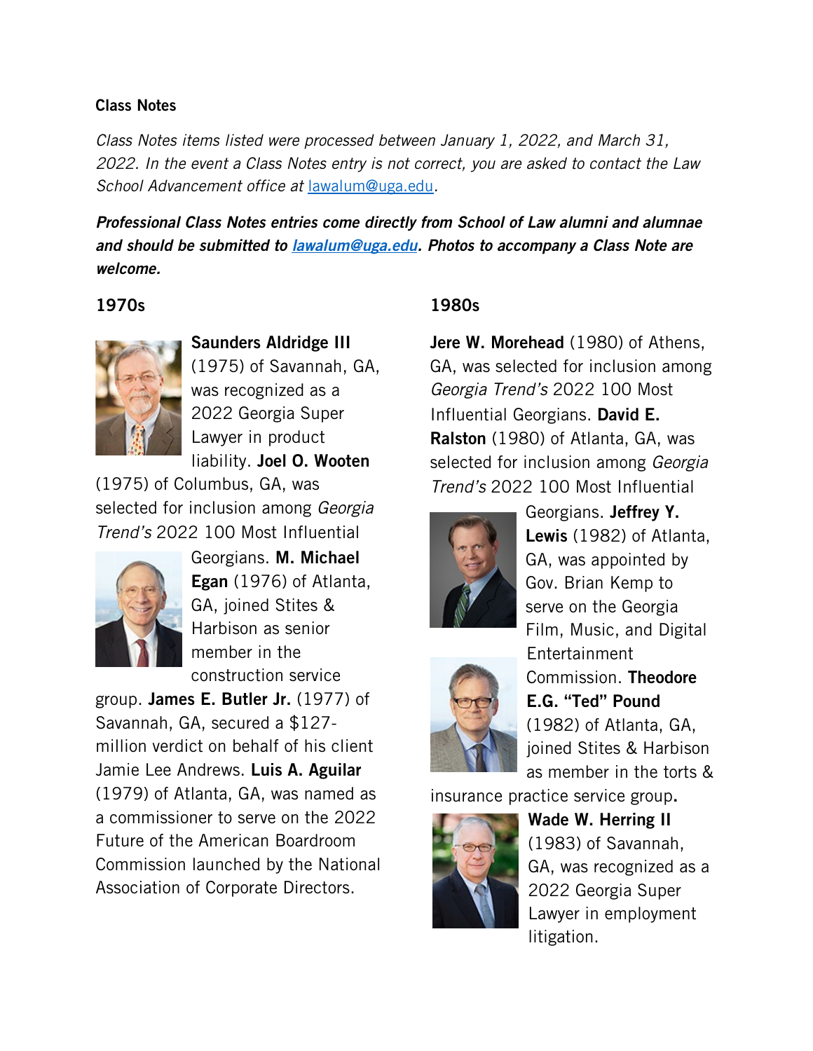## Class Notes

*Class Notes items listed were processed between January 1, 2022, and March 31, 2022. In the event a Class Notes entry is not correct, you are asked to contact the Law School Advancement office at lawalum@uga.edu.*

***Professional Class Notes entries come directly from School of Law alumni and alumnae and should be submitted to lawalum@uga.edu. Photos to accompany a Class Note are welcome.***

### 1970s

**Saunders Aldridge III** (1975) of Savannah, GA, was recognized as a 2022 Georgia Super Lawyer in product liability. **Joel O. Wooten** (1975) of Columbus, GA, was selected for inclusion among *Georgia Trend's* 2022 100 Most Influential Georgians. **M. Michael Egan** (1976) of Atlanta, GA, joined Stites & Harbison as senior member in the construction service group. **James E. Butler Jr.** (1977) of Savannah, GA, secured a $127-million verdict on behalf of his client Jamie Lee Andrews. **Luis A. Aguilar** (1979) of Atlanta, GA, was named as a commissioner to serve on the 2022 Future of the American Boardroom Commission launched by the National Association of Corporate Directors.

### 1980s

**Jere W. Morehead** (1980) of Athens, GA, was selected for inclusion among *Georgia Trend's* 2022 100 Most Influential Georgians. **David E. Ralston** (1980) of Atlanta, GA, was selected for inclusion among *Georgia Trend's* 2022 100 Most Influential Georgians. **Jeffrey Y. Lewis** (1982) of Atlanta, GA, was appointed by Gov. Brian Kemp to serve on the Georgia Film, Music, and Digital Entertainment Commission. **Theodore E.G. "Ted" Pound** (1982) of Atlanta, GA, joined Stites & Harbison as member in the torts & insurance practice service group. **Wade W. Herring II** (1983) of Savannah, GA, was recognized as a 2022 Georgia Super Lawyer in employment litigation.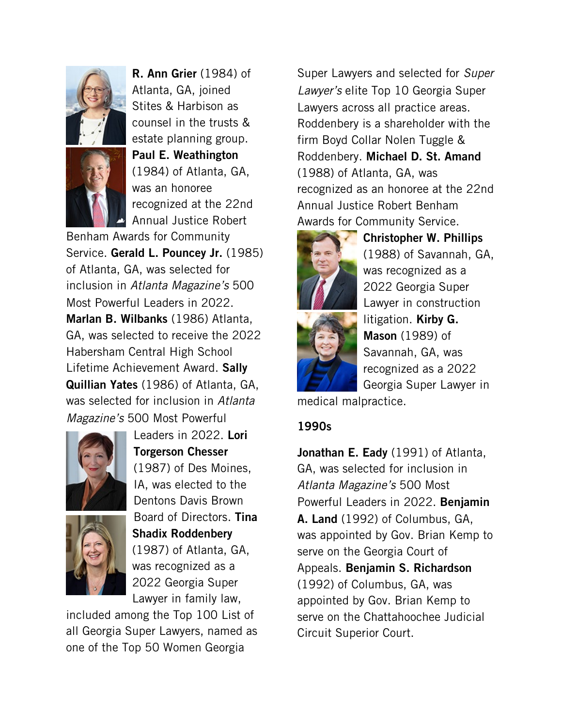**R. Ann Grier** (1984) of Atlanta, GA, joined Stites & Harbison as counsel in the trusts & estate planning group. **Paul E. Weathington** (1984) of Atlanta, GA, was an honoree recognized at the 22nd Annual Justice Robert Benham Awards for Community Service. **Gerald L. Pouncey Jr.** (1985) of Atlanta, GA, was selected for inclusion in *Atlanta Magazine's* 500 Most Powerful Leaders in 2022. **Marlan B. Wilbanks** (1986) Atlanta, GA, was selected to receive the 2022 Habersham Central High School Lifetime Achievement Award. **Sally Quillian Yates** (1986) of Atlanta, GA, was selected for inclusion in *Atlanta Magazine's* 500 Most Powerful Leaders in 2022. **Lori Torgerson Chesser** (1987) of Des Moines, IA, was elected to the Dentons Davis Brown Board of Directors. **Tina Shadix Roddenbery** (1987) of Atlanta, GA, was recognized as a 2022 Georgia Super Lawyer in family law, included among the Top 100 List of all Georgia Super Lawyers, named as one of the Top 50 Women Georgia Super Lawyers and selected for *Super Lawyer's* elite Top 10 Georgia Super Lawyers across all practice areas. Roddenbery is a shareholder with the firm Boyd Collar Nolen Tuggle & Roddenbery. **Michael D. St. Amand** (1988) of Atlanta, GA, was recognized as an honoree at the 22nd Annual Justice Robert Benham Awards for Community Service. **Christopher W. Phillips** (1988) of Savannah, GA, was recognized as a 2022 Georgia Super Lawyer in construction litigation. **Kirby G. Mason** (1989) of Savannah, GA, was recognized as a 2022 Georgia Super Lawyer in medical malpractice.

## 1990s

**Jonathan E. Eady** (1991) of Atlanta, GA, was selected for inclusion in *Atlanta Magazine's* 500 Most Powerful Leaders in 2022. **Benjamin A. Land** (1992) of Columbus, GA, was appointed by Gov. Brian Kemp to serve on the Georgia Court of Appeals. **Benjamin S. Richardson** (1992) of Columbus, GA, was appointed by Gov. Brian Kemp to serve on the Chattahoochee Judicial Circuit Superior Court.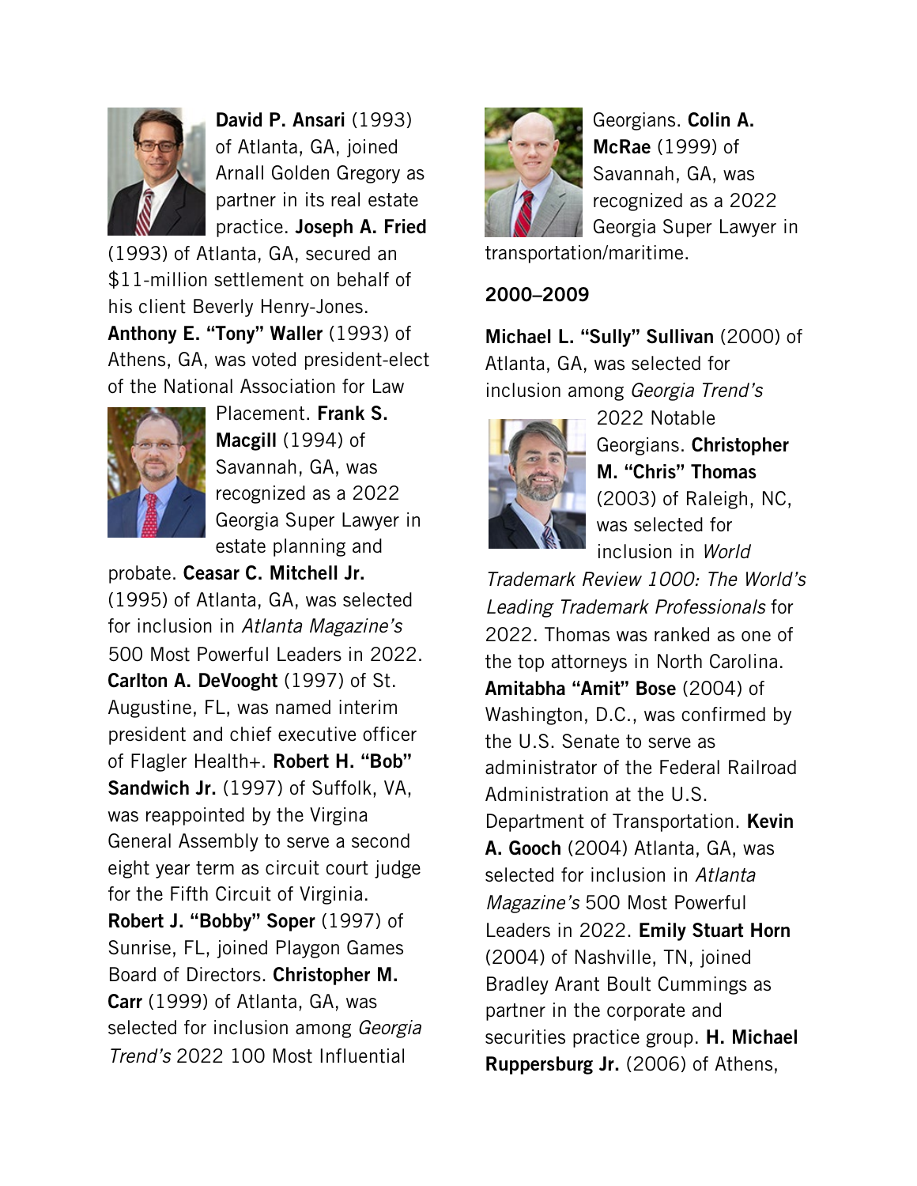**David P. Ansari** (1993) of Atlanta, GA, joined Arnall Golden Gregory as partner in its real estate practice. **Joseph A. Fried** (1993) of Atlanta, GA, secured an $11-million settlement on behalf of his client Beverly Henry-Jones. **Anthony E. "Tony" Waller** (1993) of Athens, GA, was voted president-elect of the National Association for Law Placement. **Frank S. Macgill** (1994) of Savannah, GA, was recognized as a 2022 Georgia Super Lawyer in estate planning and probate. **Ceasar C. Mitchell Jr.** (1995) of Atlanta, GA, was selected for inclusion in *Atlanta Magazine's* 500 Most Powerful Leaders in 2022. **Carlton A. DeVooght** (1997) of St. Augustine, FL, was named interim president and chief executive officer of Flagler Health+. **Robert H. "Bob" Sandwich Jr.** (1997) of Suffolk, VA, was reappointed by the Virgina General Assembly to serve a second eight year term as circuit court judge for the Fifth Circuit of Virginia. **Robert J. "Bobby" Soper** (1997) of Sunrise, FL, joined Playgon Games Board of Directors. **Christopher M. Carr** (1999) of Atlanta, GA, was selected for inclusion among *Georgia Trend's* 2022 100 Most Influential Georgians. **Colin A. McRae** (1999) of Savannah, GA, was recognized as a 2022 Georgia Super Lawyer in transportation/maritime.

## 2000–2009

**Michael L. "Sully" Sullivan** (2000) of Atlanta, GA, was selected for inclusion among *Georgia Trend's* 2022 Notable Georgians. **Christopher M. "Chris" Thomas** (2003) of Raleigh, NC, was selected for inclusion in *World Trademark Review 1000: The World's Leading Trademark Professionals* for 2022. Thomas was ranked as one of the top attorneys in North Carolina. **Amitabha "Amit" Bose** (2004) of Washington, D.C., was confirmed by the U.S. Senate to serve as administrator of the Federal Railroad Administration at the U.S. Department of Transportation. **Kevin A. Gooch** (2004) Atlanta, GA, was selected for inclusion in *Atlanta Magazine's* 500 Most Powerful Leaders in 2022. **Emily Stuart Horn** (2004) of Nashville, TN, joined Bradley Arant Boult Cummings as partner in the corporate and securities practice group. **H. Michael Ruppersburg Jr.** (2006) of Athens,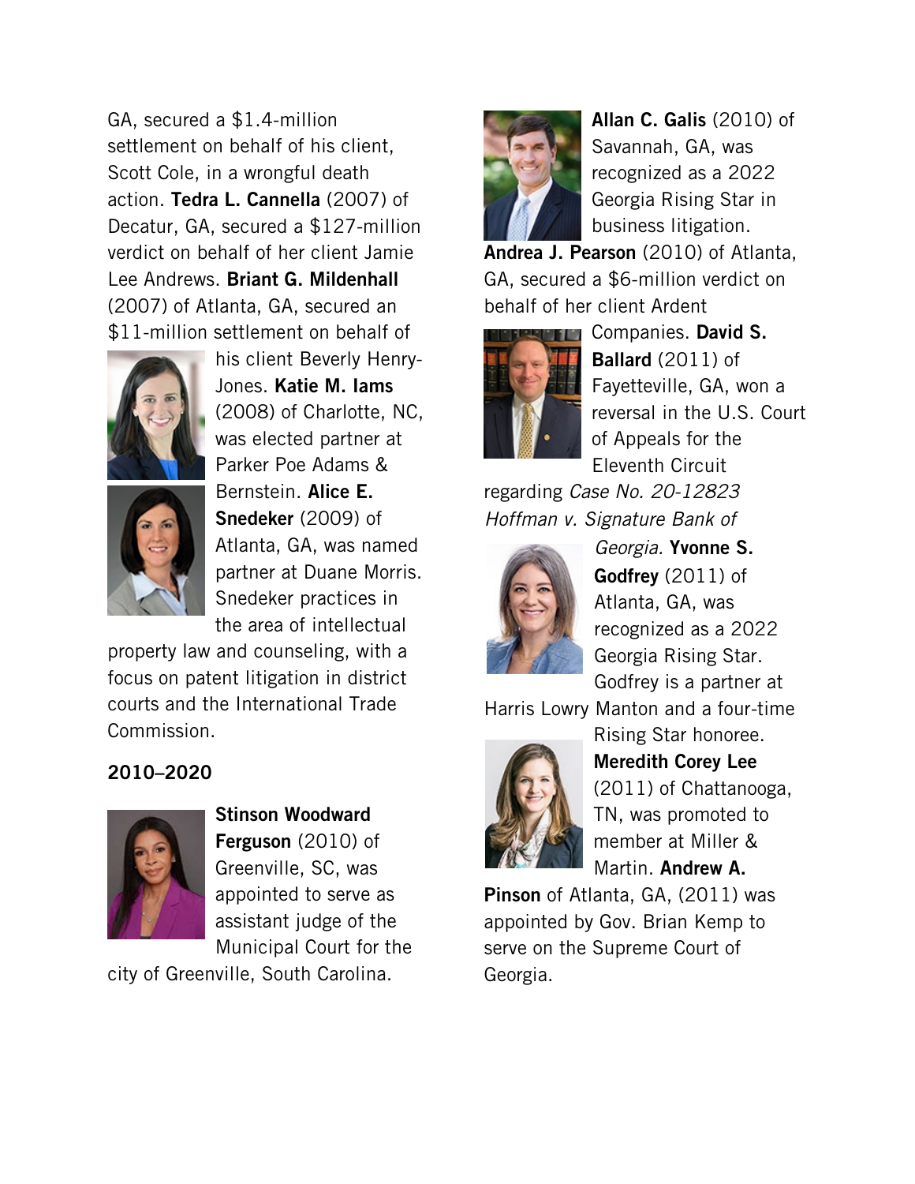GA, secured a $1.4-million settlement on behalf of his client, Scott Cole, in a wrongful death action. **Tedra L. Cannella** (2007) of Decatur, GA, secured a $127-million verdict on behalf of her client Jamie Lee Andrews. **Briant G. Mildenhall** (2007) of Atlanta, GA, secured an $11-million settlement on behalf of his client Beverly Henry-Jones. **Katie M. Iams** (2008) of Charlotte, NC, was elected partner at Parker Poe Adams & Bernstein. **Alice E. Snedeker** (2009) of Atlanta, GA, was named partner at Duane Morris. Snedeker practices in the area of intellectual property law and counseling, with a focus on patent litigation in district courts and the International Trade Commission.

### 2010–2020

**Stinson Woodward Ferguson** (2010) of Greenville, SC, was appointed to serve as assistant judge of the Municipal Court for the city of Greenville, South Carolina.

**Allan C. Galis** (2010) of Savannah, GA, was recognized as a 2022 Georgia Rising Star in business litigation. **Andrea J. Pearson** (2010) of Atlanta, GA, secured a $6-million verdict on behalf of her client Ardent Companies. **David S. Ballard** (2011) of Fayetteville, GA, won a reversal in the U.S. Court of Appeals for the Eleventh Circuit regarding *Case No. 20-12823 Hoffman v. Signature Bank of Georgia*. **Yvonne S. Godfrey** (2011) of Atlanta, GA, was recognized as a 2022 Georgia Rising Star. Godfrey is a partner at Harris Lowry Manton and a four-time Rising Star honoree. **Meredith Corey Lee** (2011) of Chattanooga, TN, was promoted to member at Miller & Martin. **Andrew A. Pinson** of Atlanta, GA, (2011) was appointed by Gov. Brian Kemp to serve on the Supreme Court of Georgia.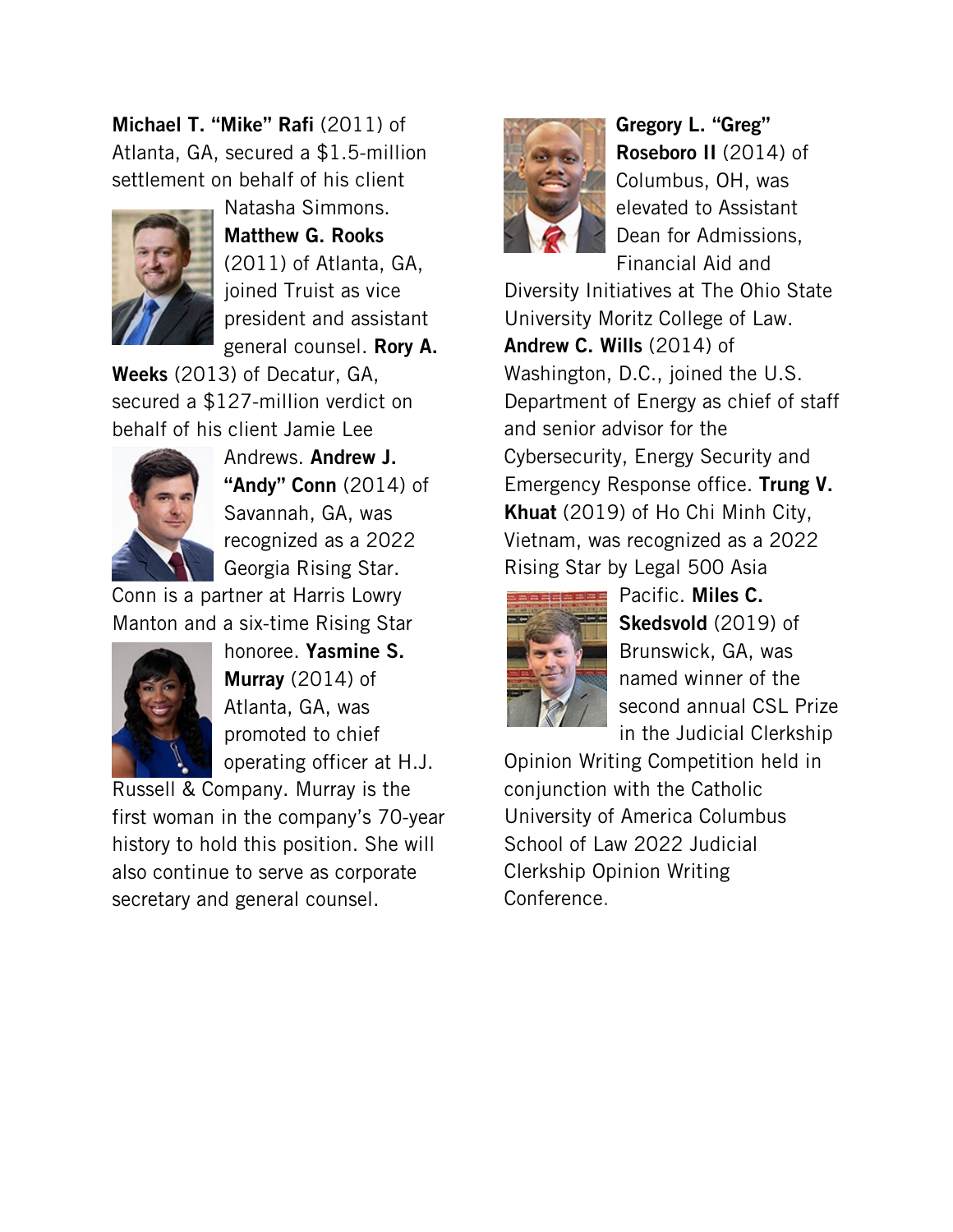**Michael T. "Mike" Rafi** (2011) of Atlanta, GA, secured a $1.5-million settlement on behalf of his client Natasha Simmons. **Matthew G. Rooks** (2011) of Atlanta, GA, joined Truist as vice president and assistant general counsel. **Rory A. Weeks** (2013) of Decatur, GA, secured a $127-million verdict on behalf of his client Jamie Lee Andrews. **Andrew J. "Andy" Conn** (2014) of Savannah, GA, was recognized as a 2022 Georgia Rising Star. Conn is a partner at Harris Lowry Manton and a six-time Rising Star honoree. **Yasmine S. Murray** (2014) of Atlanta, GA, was promoted to chief operating officer at H.J. Russell & Company. Murray is the first woman in the company's 70-year history to hold this position. She will also continue to serve as corporate secretary and general counsel.

**Gregory L. "Greg" Roseboro II** (2014) of Columbus, OH, was elevated to Assistant Dean for Admissions, Financial Aid and Diversity Initiatives at The Ohio State University Moritz College of Law. **Andrew C. Wills** (2014) of Washington, D.C., joined the U.S. Department of Energy as chief of staff and senior advisor for the Cybersecurity, Energy Security and Emergency Response office. **Trung V. Khuat** (2019) of Ho Chi Minh City, Vietnam, was recognized as a 2022 Rising Star by Legal 500 Asia Pacific. **Miles C. Skedsvold** (2019) of Brunswick, GA, was named winner of the second annual CSL Prize in the Judicial Clerkship Opinion Writing Competition held in conjunction with the Catholic University of America Columbus School of Law 2022 Judicial Clerkship Opinion Writing Conference.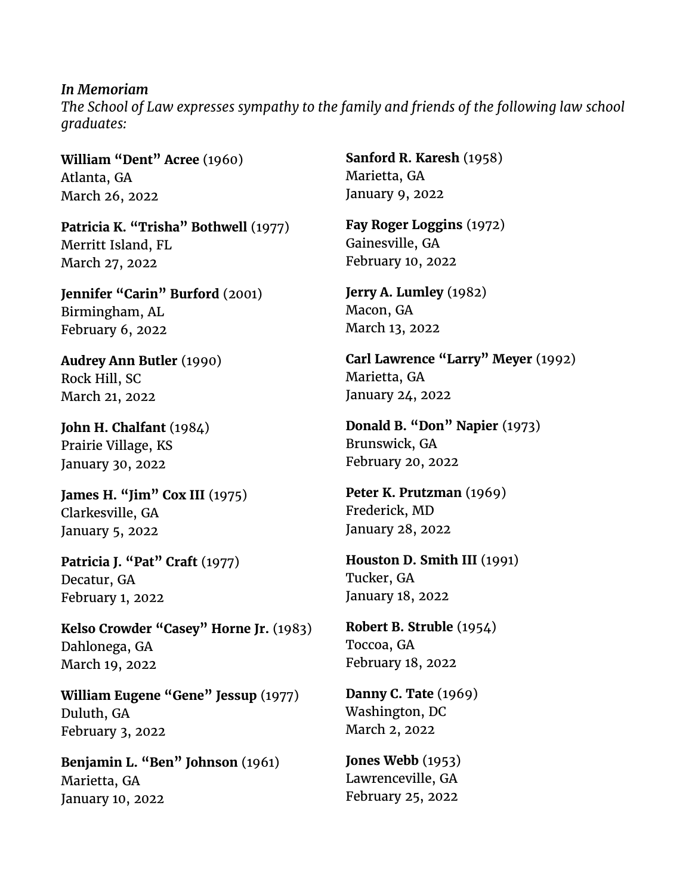*In Memoriam*
*The School of Law expresses sympathy to the family and friends of the following law school graduates:*

**William “Dent” Acree** (1960)
Atlanta, GA
March 26, 2022

**Patricia K. “Trisha” Bothwell** (1977)
Merritt Island, FL
March 27, 2022

**Jennifer “Carin” Burford** (2001)
Birmingham, AL
February 6, 2022

**Audrey Ann Butler** (1990)
Rock Hill, SC
March 21, 2022

**John H. Chalfant** (1984)
Prairie Village, KS
January 30, 2022

**James H. “Jim” Cox III** (1975)
Clarkesville, GA
January 5, 2022

**Patricia J. “Pat” Craft** (1977)
Decatur, GA
February 1, 2022

**Kelso Crowder “Casey” Horne Jr.** (1983)
Dahlonega, GA
March 19, 2022

**William Eugene “Gene” Jessup** (1977)
Duluth, GA
February 3, 2022

**Benjamin L. “Ben” Johnson** (1961)
Marietta, GA
January 10, 2022

**Sanford R. Karesh** (1958)
Marietta, GA
January 9, 2022

**Fay Roger Loggins** (1972)
Gainesville, GA
February 10, 2022

**Jerry A. Lumley** (1982)
Macon, GA
March 13, 2022

**Carl Lawrence “Larry” Meyer** (1992)
Marietta, GA
January 24, 2022

**Donald B. “Don” Napier** (1973)
Brunswick, GA
February 20, 2022

**Peter K. Prutzman** (1969)
Frederick, MD
January 28, 2022

**Houston D. Smith III** (1991)
Tucker, GA
January 18, 2022

**Robert B. Struble** (1954)
Toccoa, GA
February 18, 2022

**Danny C. Tate** (1969)
Washington, DC
March 2, 2022

**Jones Webb** (1953)
Lawrenceville, GA
February 25, 2022